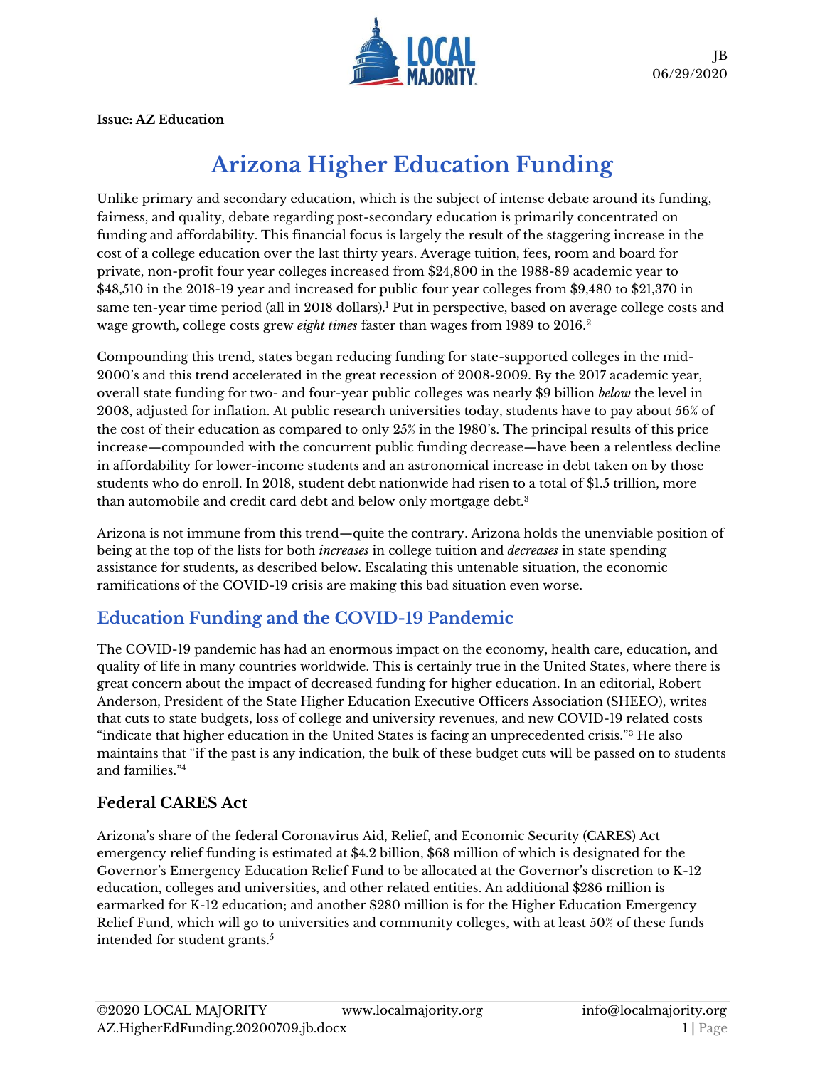JB
06/29/2020

**Issue: AZ Education**

# Arizona Higher Education Funding

Unlike primary and secondary education, which is the subject of intense debate around its funding, fairness, and quality, debate regarding post-secondary education is primarily concentrated on funding and affordability. This financial focus is largely the result of the staggering increase in the cost of a college education over the last thirty years. Average tuition, fees, room and board for private, non-profit four year colleges increased from $24,800 in the 1988-89 academic year to $48,510 in the 2018-19 year and increased for public four year colleges from $9,480 to $21,370 in same ten-year time period (all in 2018 dollars).[1] Put in perspective, based on average college costs and wage growth, college costs grew *eight times* faster than wages from 1989 to 2016.[2]

Compounding this trend, states began reducing funding for state-supported colleges in the mid-2000's and this trend accelerated in the great recession of 2008-2009. By the 2017 academic year, overall state funding for two- and four-year public colleges was nearly $9 billion *below* the level in 2008, adjusted for inflation. At public research universities today, students have to pay about 56% of the cost of their education as compared to only 25% in the 1980's. The principal results of this price increase—compounded with the concurrent public funding decrease—have been a relentless decline in affordability for lower-income students and an astronomical increase in debt taken on by those students who do enroll. In 2018, student debt nationwide had risen to a total of $1.5 trillion, more than automobile and credit card debt and below only mortgage debt.[3]

Arizona is not immune from this trend—quite the contrary. Arizona holds the unenviable position of being at the top of the lists for both *increases* in college tuition and *decreases* in state spending assistance for students, as described below. Escalating this untenable situation, the economic ramifications of the COVID-19 crisis are making this bad situation even worse.

## Education Funding and the COVID-19 Pandemic

The COVID-19 pandemic has had an enormous impact on the economy, health care, education, and quality of life in many countries worldwide. This is certainly true in the United States, where there is great concern about the impact of decreased funding for higher education. In an editorial, Robert Anderson, President of the State Higher Education Executive Officers Association (SHEEO), writes that cuts to state budgets, loss of college and university revenues, and new COVID-19 related costs "indicate that higher education in the United States is facing an unprecedented crisis."[3] He also maintains that "if the past is any indication, the bulk of these budget cuts will be passed on to students and families."[4]

### Federal CARES Act

Arizona's share of the federal Coronavirus Aid, Relief, and Economic Security (CARES) Act emergency relief funding is estimated at $4.2 billion, $68 million of which is designated for the Governor's Emergency Education Relief Fund to be allocated at the Governor's discretion to K-12 education, colleges and universities, and other related entities. An additional $286 million is earmarked for K-12 education; and another $280 million is for the Higher Education Emergency Relief Fund, which will go to universities and community colleges, with at least 50% of these funds intended for student grants.[5]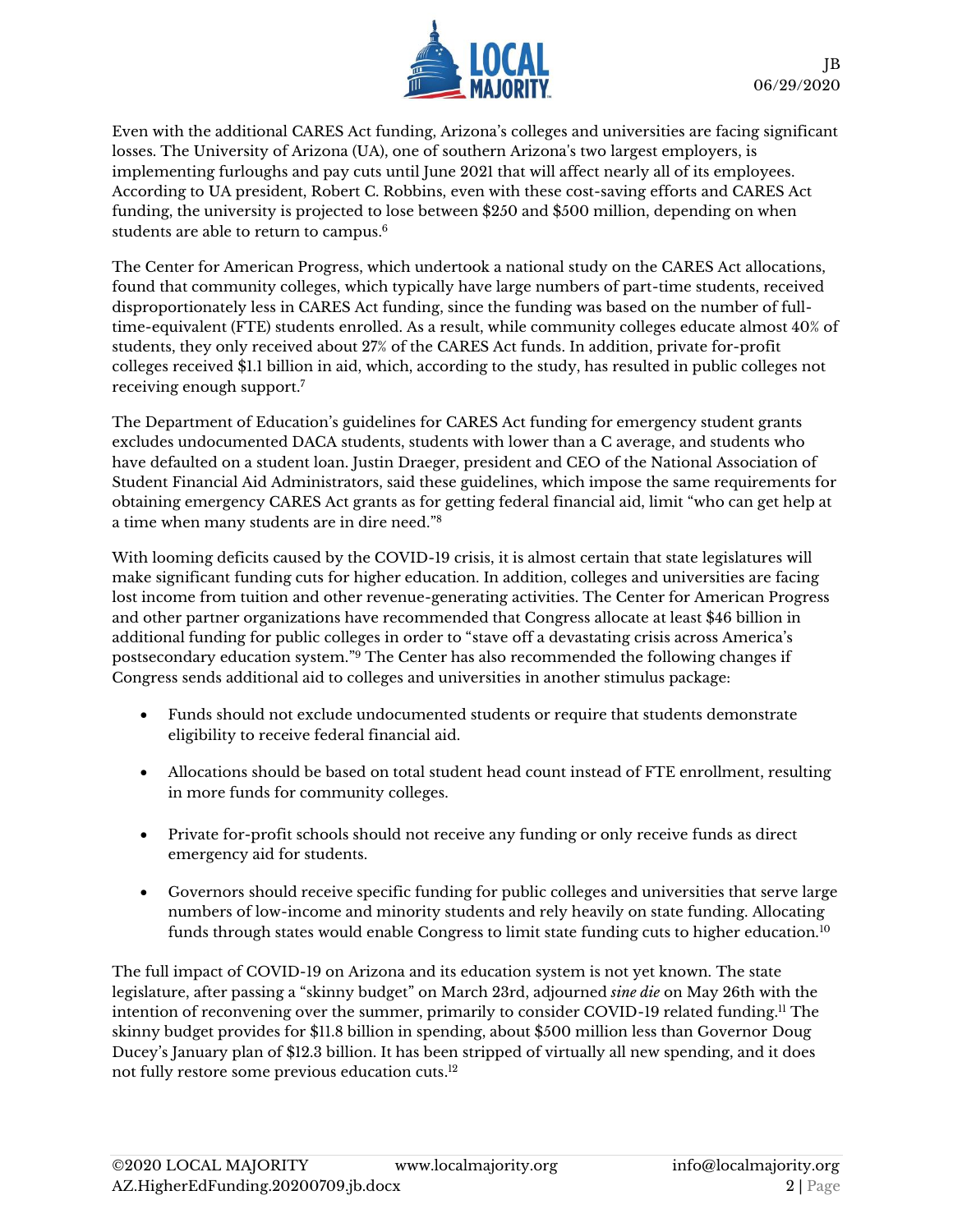Even with the additional CARES Act funding, Arizona's colleges and universities are facing significant losses. The University of Arizona (UA), one of southern Arizona's two largest employers, is implementing furloughs and pay cuts until June 2021 that will affect nearly all of its employees. According to UA president, Robert C. Robbins, even with these cost-saving efforts and CARES Act funding, the university is projected to lose between $250 and $500 million, depending on when students are able to return to campus.[6]

The Center for American Progress, which undertook a national study on the CARES Act allocations, found that community colleges, which typically have large numbers of part-time students, received disproportionately less in CARES Act funding, since the funding was based on the number of full-time-equivalent (FTE) students enrolled. As a result, while community colleges educate almost 40% of students, they only received about 27% of the CARES Act funds. In addition, private for-profit colleges received $1.1 billion in aid, which, according to the study, has resulted in public colleges not receiving enough support.[7]

The Department of Education's guidelines for CARES Act funding for emergency student grants excludes undocumented DACA students, students with lower than a C average, and students who have defaulted on a student loan. Justin Draeger, president and CEO of the National Association of Student Financial Aid Administrators, said these guidelines, which impose the same requirements for obtaining emergency CARES Act grants as for getting federal financial aid, limit "who can get help at a time when many students are in dire need."[8]

With looming deficits caused by the COVID-19 crisis, it is almost certain that state legislatures will make significant funding cuts for higher education. In addition, colleges and universities are facing lost income from tuition and other revenue-generating activities. The Center for American Progress and other partner organizations have recommended that Congress allocate at least $46 billion in additional funding for public colleges in order to "stave off a devastating crisis across America's postsecondary education system."[9] The Center has also recommended the following changes if Congress sends additional aid to colleges and universities in another stimulus package:

- Funds should not exclude undocumented students or require that students demonstrate eligibility to receive federal financial aid.
- Allocations should be based on total student head count instead of FTE enrollment, resulting in more funds for community colleges.
- Private for-profit schools should not receive any funding or only receive funds as direct emergency aid for students.
- Governors should receive specific funding for public colleges and universities that serve large numbers of low-income and minority students and rely heavily on state funding. Allocating funds through states would enable Congress to limit state funding cuts to higher education.[10]

The full impact of COVID-19 on Arizona and its education system is not yet known. The state legislature, after passing a "skinny budget" on March 23rd, adjourned *sine die* on May 26th with the intention of reconvening over the summer, primarily to consider COVID-19 related funding.[11] The skinny budget provides for $11.8 billion in spending, about $500 million less than Governor Doug Ducey's January plan of $12.3 billion. It has been stripped of virtually all new spending, and it does not fully restore some previous education cuts.[12]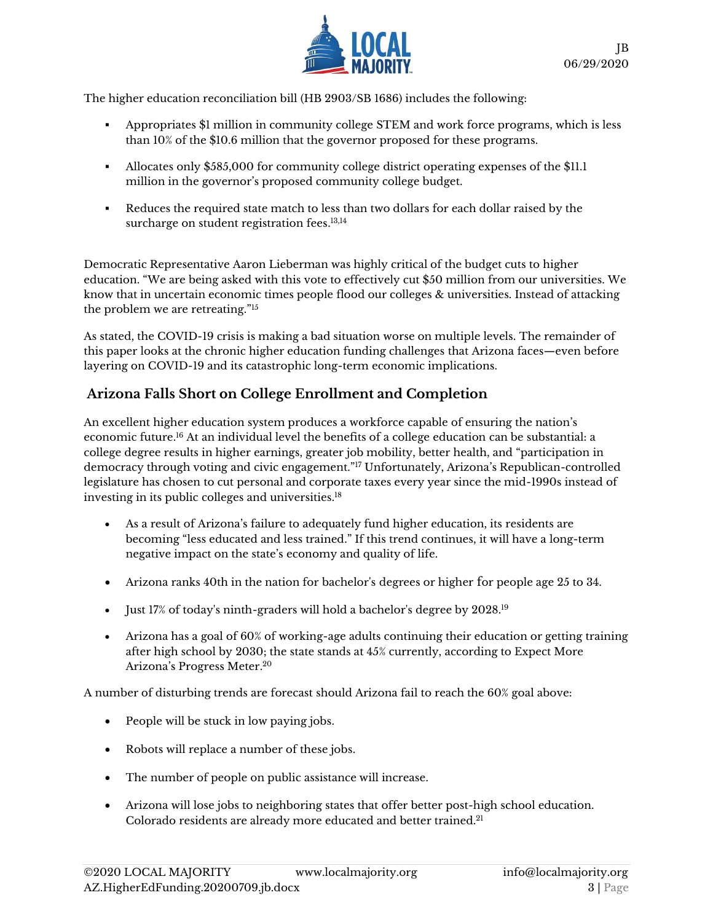The higher education reconciliation bill (HB 2903/SB 1686) includes the following:

- Appropriates $1 million in community college STEM and work force programs, which is less than 10% of the $10.6 million that the governor proposed for these programs.
- Allocates only $585,000 for community college district operating expenses of the $11.1 million in the governor's proposed community college budget.
- Reduces the required state match to less than two dollars for each dollar raised by the surcharge on student registration fees.[13,14]

Democratic Representative Aaron Lieberman was highly critical of the budget cuts to higher education. "We are being asked with this vote to effectively cut $50 million from our universities. We know that in uncertain economic times people flood our colleges & universities. Instead of attacking the problem we are retreating."[15]

As stated, the COVID-19 crisis is making a bad situation worse on multiple levels. The remainder of this paper looks at the chronic higher education funding challenges that Arizona faces—even before layering on COVID-19 and its catastrophic long-term economic implications.

## Arizona Falls Short on College Enrollment and Completion

An excellent higher education system produces a workforce capable of ensuring the nation's economic future.[16] At an individual level the benefits of a college education can be substantial: a college degree results in higher earnings, greater job mobility, better health, and "participation in democracy through voting and civic engagement."[17] Unfortunately, Arizona's Republican-controlled legislature has chosen to cut personal and corporate taxes every year since the mid-1990s instead of investing in its public colleges and universities.[18]

- As a result of Arizona's failure to adequately fund higher education, its residents are becoming "less educated and less trained." If this trend continues, it will have a long-term negative impact on the state's economy and quality of life.
- Arizona ranks 40th in the nation for bachelor's degrees or higher for people age 25 to 34.
- Just 17% of today's ninth-graders will hold a bachelor's degree by 2028.[19]
- Arizona has a goal of 60% of working-age adults continuing their education or getting training after high school by 2030; the state stands at 45% currently, according to Expect More Arizona's Progress Meter.[20]

A number of disturbing trends are forecast should Arizona fail to reach the 60% goal above:

- People will be stuck in low paying jobs.
- Robots will replace a number of these jobs.
- The number of people on public assistance will increase.
- Arizona will lose jobs to neighboring states that offer better post-high school education. Colorado residents are already more educated and better trained.[21]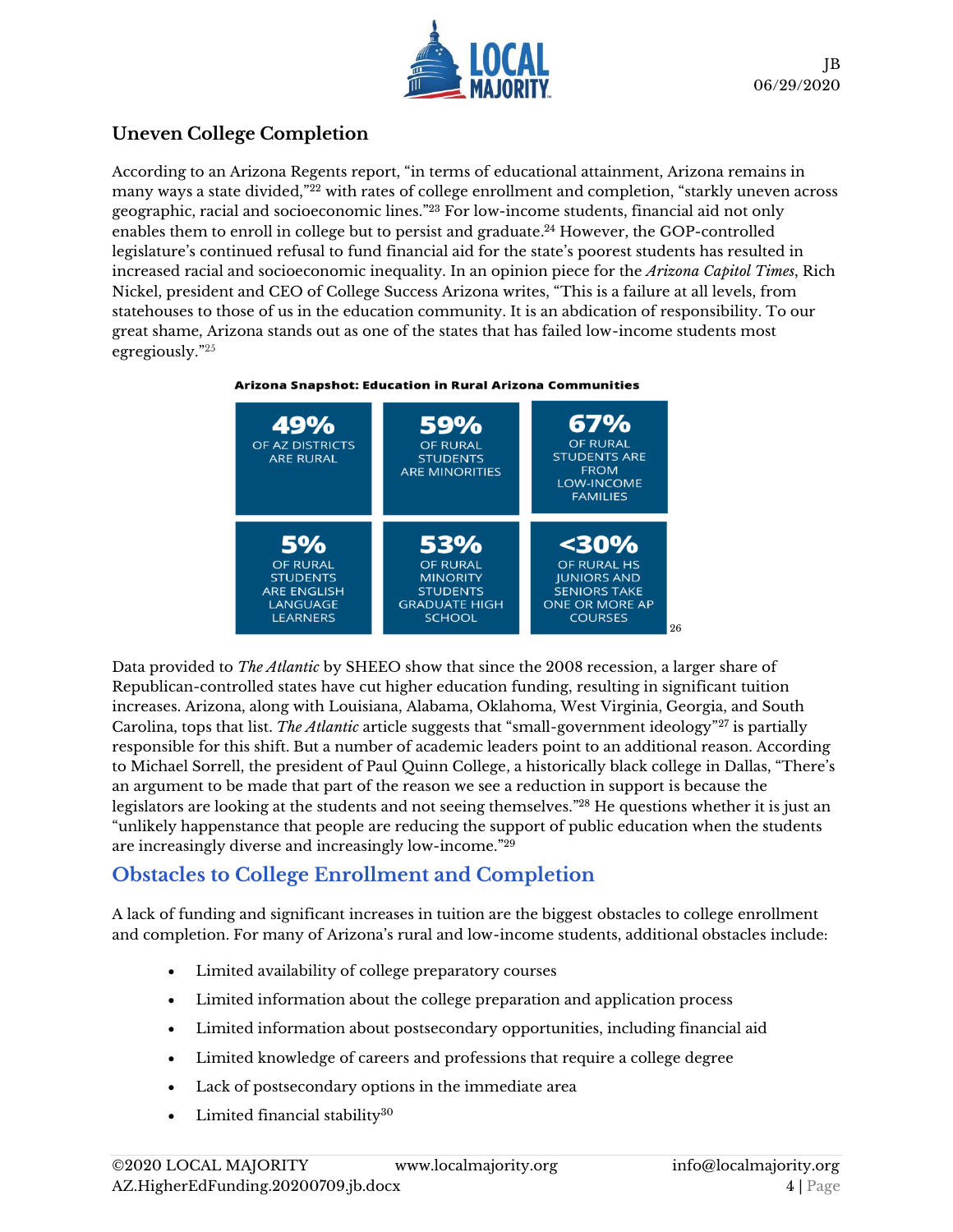## Uneven College Completion

According to an Arizona Regents report, "in terms of educational attainment, Arizona remains in many ways a state divided,"[22] with rates of college enrollment and completion, "starkly uneven across geographic, racial and socioeconomic lines."[23] For low-income students, financial aid not only enables them to enroll in college but to persist and graduate.[24] However, the GOP-controlled legislature's continued refusal to fund financial aid for the state's poorest students has resulted in increased racial and socioeconomic inequality. In an opinion piece for the *Arizona Capitol Times*, Rich Nickel, president and CEO of College Success Arizona writes, "This is a failure at all levels, from statehouses to those of us in the education community. It is an abdication of responsibility. To our great shame, Arizona stands out as one of the states that has failed low-income students most egregiously."[25]

**Arizona Snapshot: Education in Rural Arizona Communities**

| | | |
|---|---|---|
| **49%** OF AZ DISTRICTS ARE RURAL | **59%** OF RURAL STUDENTS ARE MINORITIES | **67%** OF RURAL STUDENTS ARE FROM LOW-INCOME FAMILIES |
| **5%** OF RURAL STUDENTS ARE ENGLISH LANGUAGE LEARNERS | **53%** OF RURAL MINORITY STUDENTS GRADUATE HIGH SCHOOL | **<30%** OF RURAL HS JUNIORS AND SENIORS TAKE ONE OR MORE AP COURSES |

[26]

Data provided to *The Atlantic* by SHEEO show that since the 2008 recession, a larger share of Republican-controlled states have cut higher education funding, resulting in significant tuition increases. Arizona, along with Louisiana, Alabama, Oklahoma, West Virginia, Georgia, and South Carolina, tops that list. *The Atlantic* article suggests that "small-government ideology"[27] is partially responsible for this shift. But a number of academic leaders point to an additional reason. According to Michael Sorrell, the president of Paul Quinn College, a historically black college in Dallas, "There's an argument to be made that part of the reason we see a reduction in support is because the legislators are looking at the students and not seeing themselves."[28] He questions whether it is just an "unlikely happenstance that people are reducing the support of public education when the students are increasingly diverse and increasingly low-income."[29]

## Obstacles to College Enrollment and Completion

A lack of funding and significant increases in tuition are the biggest obstacles to college enrollment and completion. For many of Arizona's rural and low-income students, additional obstacles include:

- Limited availability of college preparatory courses
- Limited information about the college preparation and application process
- Limited information about postsecondary opportunities, including financial aid
- Limited knowledge of careers and professions that require a college degree
- Lack of postsecondary options in the immediate area
- Limited financial stability[30]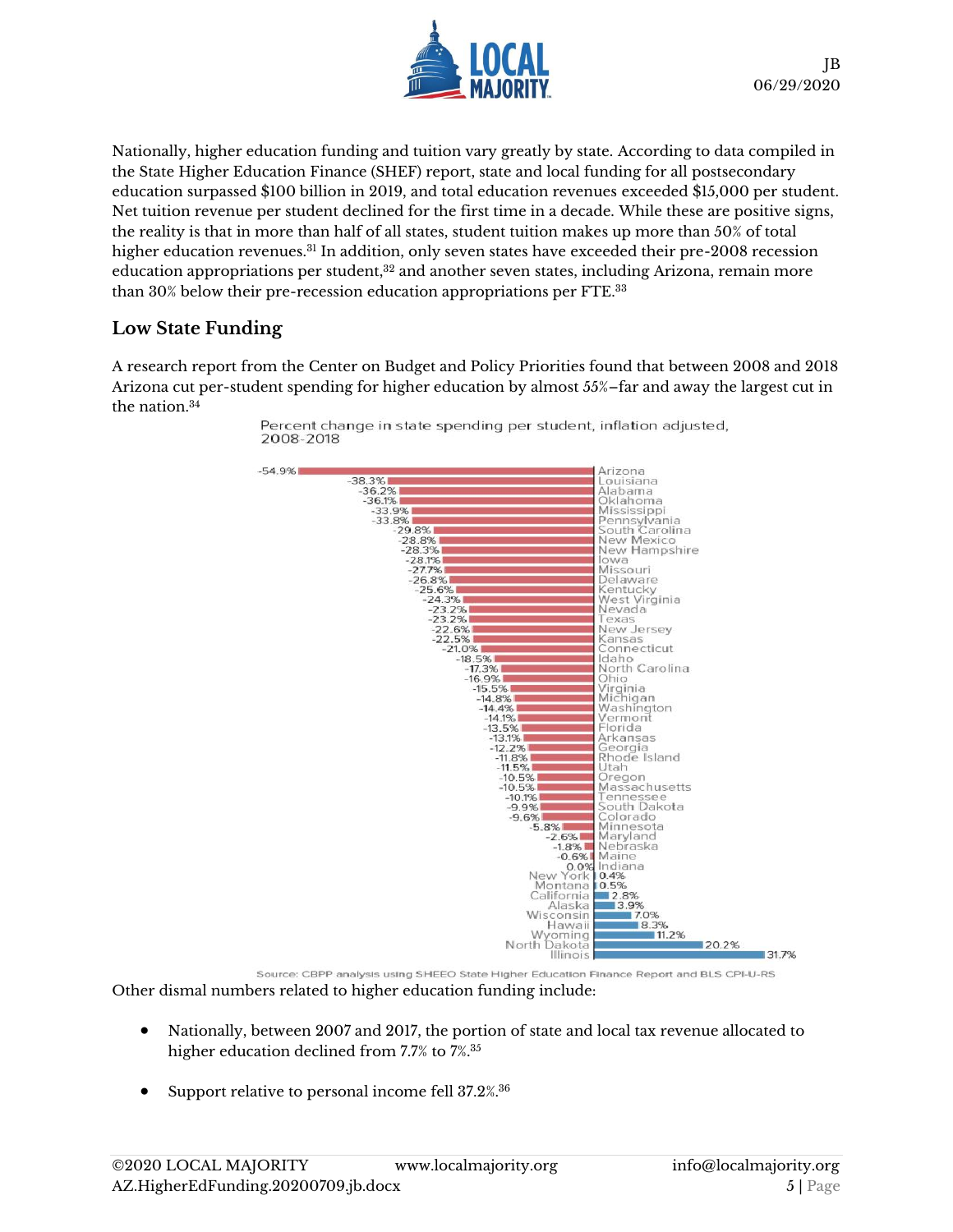Nationally, higher education funding and tuition vary greatly by state. According to data compiled in the State Higher Education Finance (SHEF) report, state and local funding for all postsecondary education surpassed $100 billion in 2019, and total education revenues exceeded $15,000 per student. Net tuition revenue per student declined for the first time in a decade. While these are positive signs, the reality is that in more than half of all states, student tuition makes up more than 50% of total higher education revenues.[31] In addition, only seven states have exceeded their pre-2008 recession education appropriations per student,[32] and another seven states, including Arizona, remain more than 30% below their pre-recession education appropriations per FTE.[33]

## Low State Funding

A research report from the Center on Budget and Policy Priorities found that between 2008 and 2018 Arizona cut per-student spending for higher education by almost 55%–far and away the largest cut in the nation.[34]

Percent change in state spending per student, inflation adjusted, 2008-2018

| State | Percent change |
|---|---|
| Arizona | -54.9% |
| Louisiana | -38.3% |
| Alabama | -36.2% |
| Oklahoma | -36.1% |
| Mississippi | -33.9% |
| Pennsylvania | -33.8% |
| South Carolina | -29.8% |
| New Mexico | -28.8% |
| New Hampshire | -28.3% |
| Iowa | -28.1% |
| Missouri | -27.7% |
| Delaware | -26.8% |
| Kentucky | -25.6% |
| West Virginia | -24.3% |
| Nevada | -23.2% |
| Texas | -23.2% |
| New Jersey | -22.6% |
| Kansas | -22.5% |
| Connecticut | -21.0% |
| Idaho | -18.5% |
| North Carolina | -17.3% |
| Ohio | -16.9% |
| Virginia | -15.5% |
| Michigan | -14.8% |
| Washington | -14.4% |
| Vermont | -14.1% |
| Florida | -13.5% |
| Arkansas | -13.1% |
| Georgia | -12.2% |
| Rhode Island | -11.8% |
| Utah | -11.5% |
| Oregon | -10.5% |
| Massachusetts | -10.5% |
| Tennessee | -10.1% |
| South Dakota | -9.9% |
| Colorado | -9.6% |
| Minnesota | -5.8% |
| Maryland | -2.6% |
| Nebraska | -1.8% |
| Maine | -0.6% |
| Indiana | 0.0% |
| New York | 0.4% |
| Montana | 0.5% |
| California | 2.8% |
| Alaska | 3.9% |
| Wisconsin | 7.0% |
| Hawaii | 8.3% |
| Wyoming | 11.2% |
| North Dakota | 20.2% |
| Illinois | 31.7% |

Source: CBPP analysis using SHEEO State Higher Education Finance Report and BLS CPI-U-RS

Other dismal numbers related to higher education funding include:

- Nationally, between 2007 and 2017, the portion of state and local tax revenue allocated to higher education declined from 7.7% to 7%.[35]
- Support relative to personal income fell 37.2%.[36]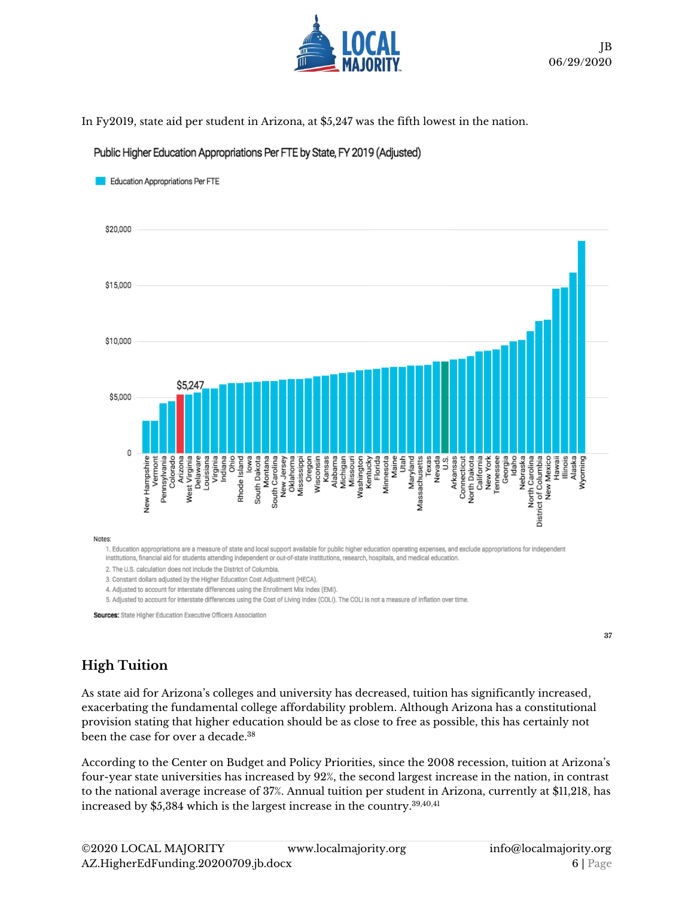In Fy2019, state aid per student in Arizona, at $5,247 was the fifth lowest in the nation.

Public Higher Education Appropriations Per FTE by State, FY 2019 (Adjusted)

Education Appropriations Per FTE

$5,247

Notes:

1. Education appropriations are a measure of state and local support available for public higher education operating expenses, and exclude appropriations for independent institutions, financial aid for students attending independent or out-of-state institutions, research, hospitals, and medical education.
2. The U.S. calculation does not include the District of Columbia.
3. Constant dollars adjusted by the Higher Education Cost Adjustment (HECA).
4. Adjusted to account for interstate differences using the Enrollment Mix Index (EMI).
5. Adjusted to account for interstate differences using the Cost of Living Index (COLI). The COLI is not a measure of inflation over time.

**Sources:** State Higher Education Executive Officers Association

37

## High Tuition

As state aid for Arizona's colleges and university has decreased, tuition has significantly increased, exacerbating the fundamental college affordability problem. Although Arizona has a constitutional provision stating that higher education should be as close to free as possible, this has certainly not been the case for over a decade.[38]

According to the Center on Budget and Policy Priorities, since the 2008 recession, tuition at Arizona's four-year state universities has increased by 92%, the second largest increase in the nation, in contrast to the national average increase of 37%. Annual tuition per student in Arizona, currently at $11,218, has increased by $5,384 which is the largest increase in the country.[39,40,41]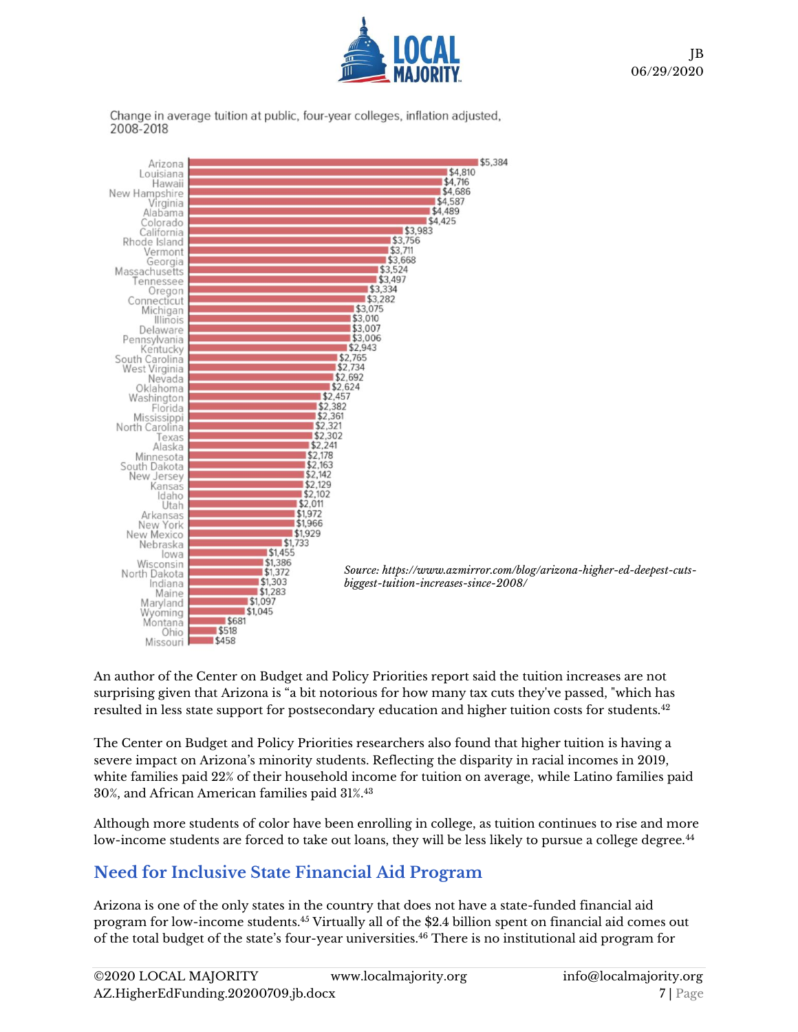Change in average tuition at public, four-year colleges, inflation adjusted, 2008-2018

| State | Change |
| --- | --- |
| Arizona | $5,384 |
| Louisiana | $4,810 |
| Hawaii | $4,716 |
| New Hampshire | $4,686 |
| Virginia | $4,587 |
| Alabama | $4,489 |
| Colorado | $4,425 |
| California | $3,983 |
| Rhode Island | $3,756 |
| Vermont | $3,711 |
| Georgia | $3,668 |
| Massachusetts | $3,524 |
| Tennessee | $3,497 |
| Oregon | $3,334 |
| Connecticut | $3,282 |
| Michigan | $3,075 |
| Illinois | $3,010 |
| Delaware | $3,007 |
| Pennsylvania | $3,006 |
| Kentucky | $2,943 |
| South Carolina | $2,765 |
| West Virginia | $2,734 |
| Nevada | $2,692 |
| Oklahoma | $2,624 |
| Washington | $2,457 |
| Florida | $2,382 |
| Mississippi | $2,361 |
| North Carolina | $2,321 |
| Texas | $2,302 |
| Alaska | $2,241 |
| Minnesota | $2,178 |
| South Dakota | $2,163 |
| New Jersey | $2,142 |
| Kansas | $2,129 |
| Idaho | $2,102 |
| Utah | $2,011 |
| Arkansas | $1,972 |
| New York | $1,966 |
| New Mexico | $1,929 |
| Nebraska | $1,733 |
| Iowa | $1,455 |
| Wisconsin | $1,386 |
| North Dakota | $1,372 |
| Indiana | $1,303 |
| Maine | $1,283 |
| Maryland | $1,097 |
| Wyoming | $1,045 |
| Montana | $681 |
| Ohio | $518 |
| Missouri | $458 |

*Source: https://www.azmirror.com/blog/arizona-higher-ed-deepest-cuts-biggest-tuition-increases-since-2008/*

An author of the Center on Budget and Policy Priorities report said the tuition increases are not surprising given that Arizona is "a bit notorious for how many tax cuts they've passed, "which has resulted in less state support for postsecondary education and higher tuition costs for students.[42]

The Center on Budget and Policy Priorities researchers also found that higher tuition is having a severe impact on Arizona's minority students. Reflecting the disparity in racial incomes in 2019, white families paid 22% of their household income for tuition on average, while Latino families paid 30%, and African American families paid 31%.[43]

Although more students of color have been enrolling in college, as tuition continues to rise and more low-income students are forced to take out loans, they will be less likely to pursue a college degree.[44]

## Need for Inclusive State Financial Aid Program

Arizona is one of the only states in the country that does not have a state-funded financial aid program for low-income students.[45] Virtually all of the $2.4 billion spent on financial aid comes out of the total budget of the state's four-year universities.[46] There is no institutional aid program for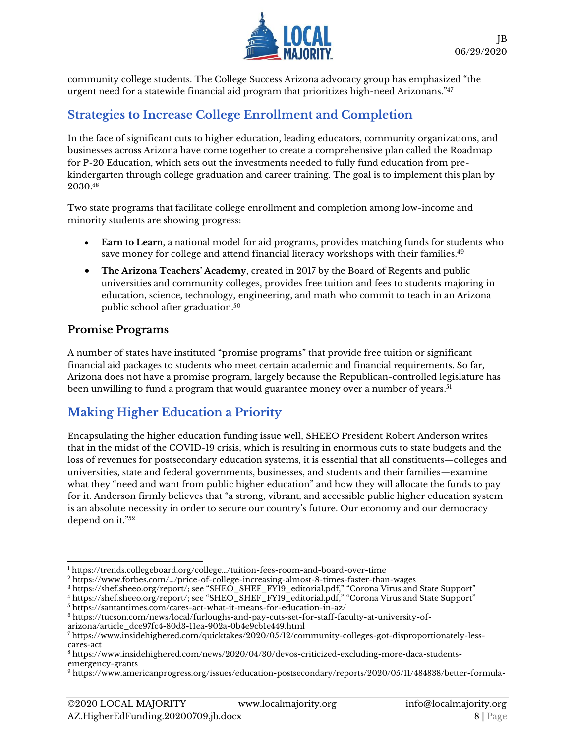community college students. The College Success Arizona advocacy group has emphasized "the urgent need for a statewide financial aid program that prioritizes high-need Arizonans."[47]

## Strategies to Increase College Enrollment and Completion

In the face of significant cuts to higher education, leading educators, community organizations, and businesses across Arizona have come together to create a comprehensive plan called the Roadmap for P-20 Education, which sets out the investments needed to fully fund education from pre-kindergarten through college graduation and career training. The goal is to implement this plan by 2030.[48]

Two state programs that facilitate college enrollment and completion among low-income and minority students are showing progress:

- **Earn to Learn**, a national model for aid programs, provides matching funds for students who save money for college and attend financial literacy workshops with their families.[49]
- **The Arizona Teachers' Academy**, created in 2017 by the Board of Regents and public universities and community colleges, provides free tuition and fees to students majoring in education, science, technology, engineering, and math who commit to teach in an Arizona public school after graduation.[50]

### Promise Programs

A number of states have instituted "promise programs" that provide free tuition or significant financial aid packages to students who meet certain academic and financial requirements. So far, Arizona does not have a promise program, largely because the Republican-controlled legislature has been unwilling to fund a program that would guarantee money over a number of years.[51]

## Making Higher Education a Priority

Encapsulating the higher education funding issue well, SHEEO President Robert Anderson writes that in the midst of the COVID-19 crisis, which is resulting in enormous cuts to state budgets and the loss of revenues for postsecondary education systems, it is essential that all constituents—colleges and universities, state and federal governments, businesses, and students and their families—examine what they "need and want from public higher education" and how they will allocate the funds to pay for it. Anderson firmly believes that "a strong, vibrant, and accessible public higher education system is an absolute necessity in order to secure our country's future. Our economy and our democracy depend on it."[52]

---

[1] https://trends.collegeboard.org/college…/tuition-fees-room-and-board-over-time
[2] https://www.forbes.com/…/price-of-college-increasing-almost-8-times-faster-than-wages
[3] https://shef.sheeo.org/report/; see "SHEO_SHEF_FY19_editorial.pdf," "Corona Virus and State Support"
[4] https://shef.sheeo.org/report/; see "SHEO_SHEF_FY19_editorial.pdf," "Corona Virus and State Support"
[5] https://santantimes.com/cares-act-what-it-means-for-education-in-az/
[6] https://tucson.com/news/local/furloughs-and-pay-cuts-set-for-staff-faculty-at-university-of-arizona/article_dce97fc4-80d3-11ea-902a-0b4e9cb1e449.html
[7] https://www.insidehighered.com/quicktakes/2020/05/12/community-colleges-got-disproportionately-less-cares-act
[8] https://www.insidehighered.com/news/2020/04/30/devos-criticized-excluding-more-daca-students-emergency-grants
[9] https://www.americanprogress.org/issues/education-postsecondary/reports/2020/05/11/484838/better-formula-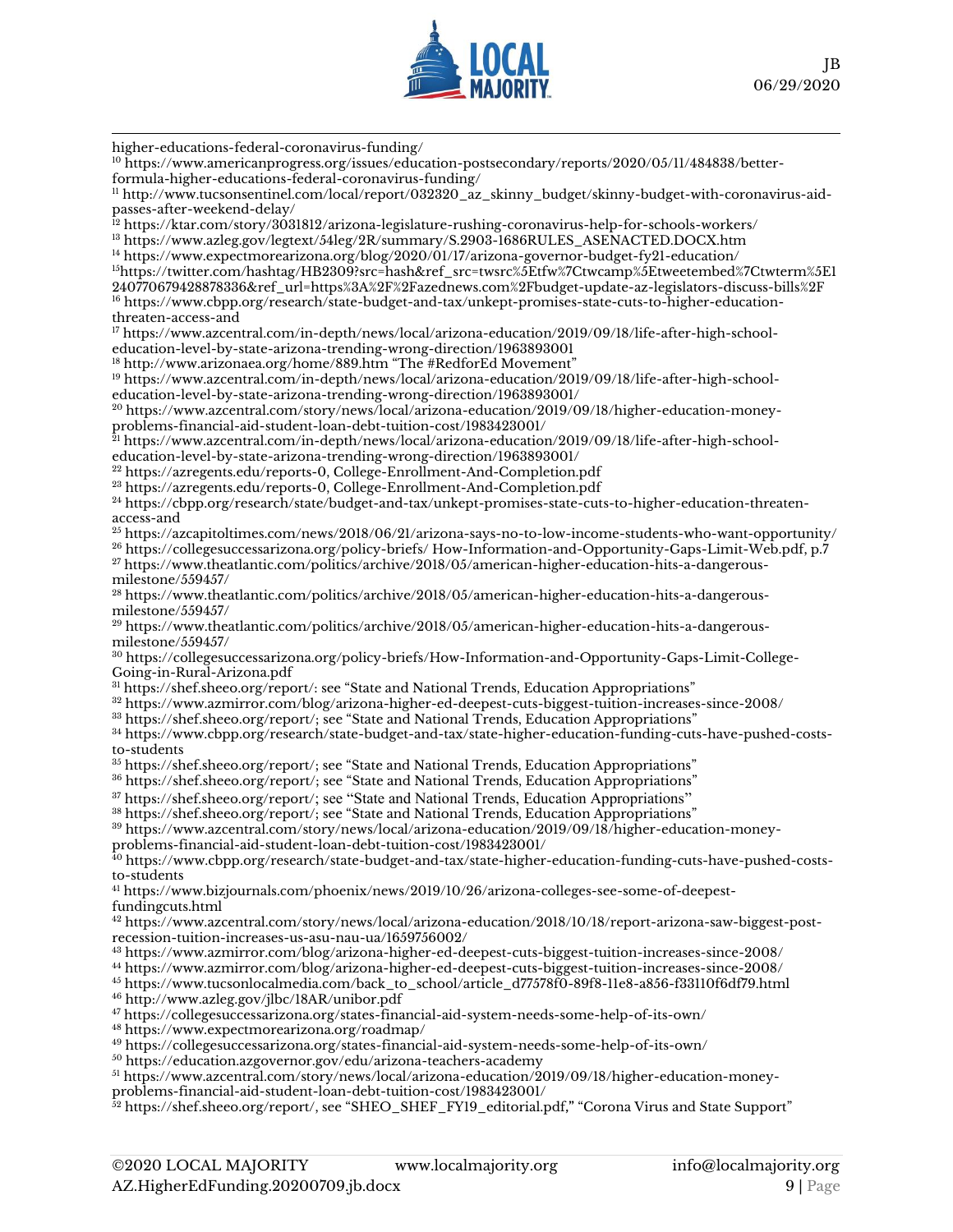higher-educations-federal-coronavirus-funding/

[10] https://www.americanprogress.org/issues/education-postsecondary/reports/2020/05/11/484838/better-formula-higher-educations-federal-coronavirus-funding/

[11] http://www.tucsonsentinel.com/local/report/032320_az_skinny_budget/skinny-budget-with-coronavirus-aid-passes-after-weekend-delay/

[12] https://ktar.com/story/3031812/arizona-legislature-rushing-coronavirus-help-for-schools-workers/

[13] https://www.azleg.gov/legtext/54leg/2R/summary/S.2903-1686RULES_ASENACTED.DOCX.htm

[14] https://www.expectmorearizona.org/blog/2020/01/17/arizona-governor-budget-fy21-education/

[15] https://twitter.com/hashtag/HB2309?src=hash&ref_src=twsrc%5Etfw%7Ctwcamp%5Etweetembed%7Ctwterm%5E1240770679428878336&ref_url=https%3A%2F%2Fazednews.com%2Fbudget-update-az-legislators-discuss-bills%2F

[16] https://www.cbpp.org/research/state-budget-and-tax/unkept-promises-state-cuts-to-higher-education-threaten-access-and

[17] https://www.azcentral.com/in-depth/news/local/arizona-education/2019/09/18/life-after-high-school-education-level-by-state-arizona-trending-wrong-direction/1963893001

[18] http://www.arizonaea.org/home/889.htm "The #RedforEd Movement"

[19] https://www.azcentral.com/in-depth/news/local/arizona-education/2019/09/18/life-after-high-school-education-level-by-state-arizona-trending-wrong-direction/1963893001/

[20] https://www.azcentral.com/story/news/local/arizona-education/2019/09/18/higher-education-money-problems-financial-aid-student-loan-debt-tuition-cost/1983423001/

[21] https://www.azcentral.com/in-depth/news/local/arizona-education/2019/09/18/life-after-high-school-education-level-by-state-arizona-trending-wrong-direction/1963893001/

[22] https://azregents.edu/reports-0, College-Enrollment-And-Completion.pdf

[23] https://azregents.edu/reports-0, College-Enrollment-And-Completion.pdf

[24] https://cbpp.org/research/state/budget-and-tax/unkept-promises-state-cuts-to-higher-education-threaten-access-and

[25] https://azcapitoltimes.com/news/2018/06/21/arizona-says-no-to-low-income-students-who-want-opportunity/

[26] https://collegesuccessarizona.org/policy-briefs/ How-Information-and-Opportunity-Gaps-Limit-Web.pdf, p.7

[27] https://www.theatlantic.com/politics/archive/2018/05/american-higher-education-hits-a-dangerous-milestone/559457/

[28] https://www.theatlantic.com/politics/archive/2018/05/american-higher-education-hits-a-dangerous-milestone/559457/

[29] https://www.theatlantic.com/politics/archive/2018/05/american-higher-education-hits-a-dangerous-milestone/559457/

[30] https://collegesuccessarizona.org/policy-briefs/How-Information-and-Opportunity-Gaps-Limit-College-Going-in-Rural-Arizona.pdf

[31] https://shef.sheeo.org/report/: see "State and National Trends, Education Appropriations"

[32] https://www.azmirror.com/blog/arizona-higher-ed-deepest-cuts-biggest-tuition-increases-since-2008/

[33] https://shef.sheeo.org/report/; see "State and National Trends, Education Appropriations"

[34] https://www.cbpp.org/research/state-budget-and-tax/state-higher-education-funding-cuts-have-pushed-costs-to-students

[35] https://shef.sheeo.org/report/; see "State and National Trends, Education Appropriations"

[36] https://shef.sheeo.org/report/; see "State and National Trends, Education Appropriations"

[37] https://shef.sheeo.org/report/; see "State and National Trends, Education Appropriations"

[38] https://shef.sheeo.org/report/; see "State and National Trends, Education Appropriations"

[39] https://www.azcentral.com/story/news/local/arizona-education/2019/09/18/higher-education-money-problems-financial-aid-student-loan-debt-tuition-cost/1983423001/

[40] https://www.cbpp.org/research/state-budget-and-tax/state-higher-education-funding-cuts-have-pushed-costs-to-students

[41] https://www.bizjournals.com/phoenix/news/2019/10/26/arizona-colleges-see-some-of-deepest-fundingcuts.html

[42] https://www.azcentral.com/story/news/local/arizona-education/2018/10/18/report-arizona-saw-biggest-post-recession-tuition-increases-us-asu-nau-ua/1659756002/

[43] https://www.azmirror.com/blog/arizona-higher-ed-deepest-cuts-biggest-tuition-increases-since-2008/

[44] https://www.azmirror.com/blog/arizona-higher-ed-deepest-cuts-biggest-tuition-increases-since-2008/

[45] https://www.tucsonlocalmedia.com/back_to_school/article_d77578f0-89f8-11e8-a856-f33110f6df79.html

[46] http://www.azleg.gov/jlbc/18AR/unibor.pdf

[47] https://collegesuccessarizona.org/states-financial-aid-system-needs-some-help-of-its-own/

[48] https://www.expectmorearizona.org/roadmap/

[49] https://collegesuccessarizona.org/states-financial-aid-system-needs-some-help-of-its-own/

[50] https://education.azgovernor.gov/edu/arizona-teachers-academy

[51] https://www.azcentral.com/story/news/local/arizona-education/2019/09/18/higher-education-money-problems-financial-aid-student-loan-debt-tuition-cost/1983423001/

[52] https://shef.sheeo.org/report/, see "SHEO_SHEF_FY19_editorial.pdf," "Corona Virus and State Support"